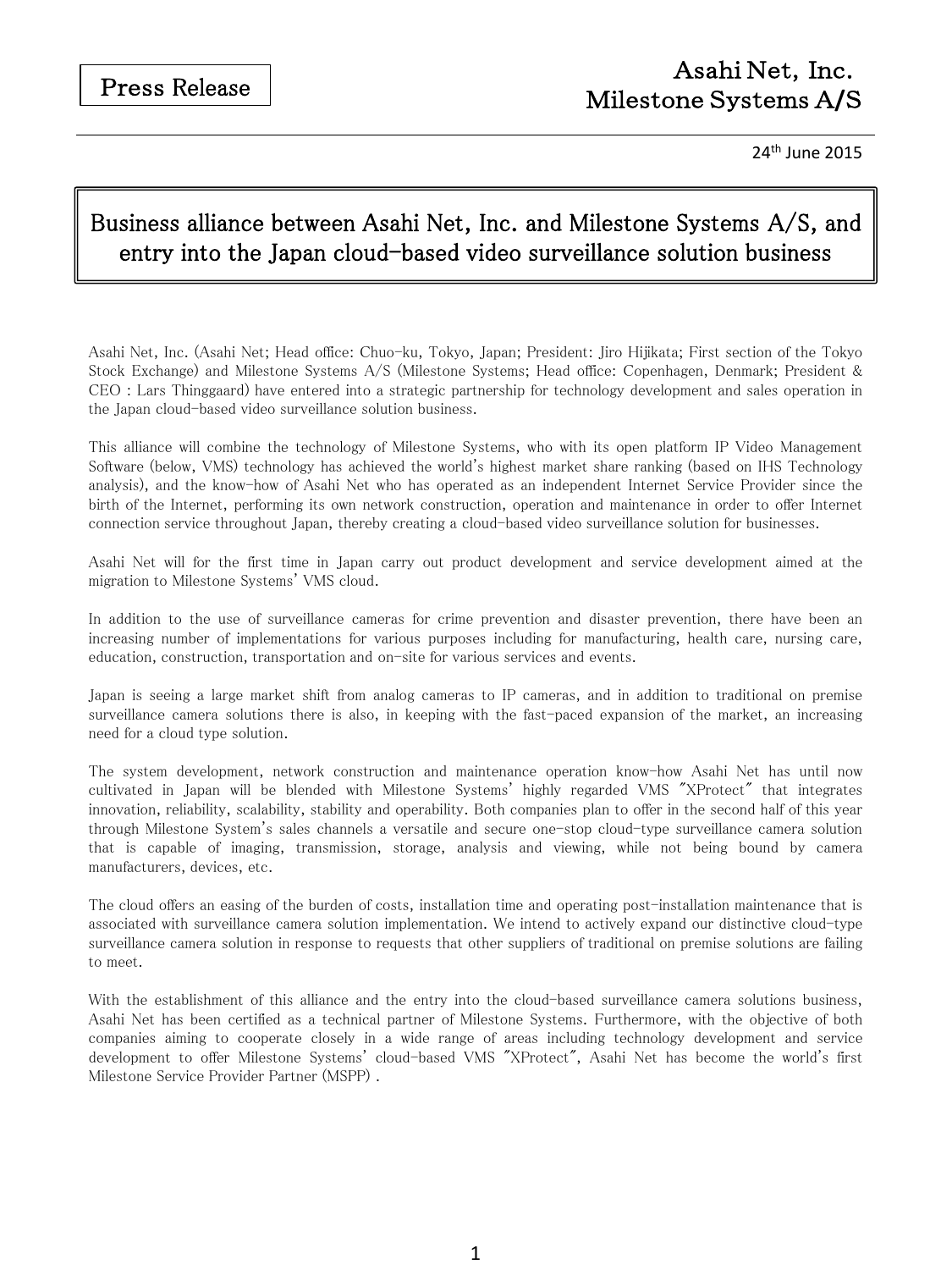Press Release

Asahi Net, Inc.
Milestone Systems A/S

24th June 2015

# Business alliance between Asahi Net, Inc. and Milestone Systems A/S, and entry into the Japan cloud-based video surveillance solution business

Asahi Net, Inc. (Asahi Net; Head office: Chuo-ku, Tokyo, Japan; President: Jiro Hijikata; First section of the Tokyo Stock Exchange) and Milestone Systems A/S (Milestone Systems; Head office: Copenhagen, Denmark; President & CEO : Lars Thinggaard) have entered into a strategic partnership for technology development and sales operation in the Japan cloud-based video surveillance solution business.

This alliance will combine the technology of Milestone Systems, who with its open platform IP Video Management Software (below, VMS) technology has achieved the world's highest market share ranking (based on IHS Technology analysis), and the know-how of Asahi Net who has operated as an independent Internet Service Provider since the birth of the Internet, performing its own network construction, operation and maintenance in order to offer Internet connection service throughout Japan, thereby creating a cloud-based video surveillance solution for businesses.

Asahi Net will for the first time in Japan carry out product development and service development aimed at the migration to Milestone Systems' VMS cloud.

In addition to the use of surveillance cameras for crime prevention and disaster prevention, there have been an increasing number of implementations for various purposes including for manufacturing, health care, nursing care, education, construction, transportation and on-site for various services and events.

Japan is seeing a large market shift from analog cameras to IP cameras, and in addition to traditional on premise surveillance camera solutions there is also, in keeping with the fast-paced expansion of the market, an increasing need for a cloud type solution.

The system development, network construction and maintenance operation know-how Asahi Net has until now cultivated in Japan will be blended with Milestone Systems' highly regarded VMS "XProtect" that integrates innovation, reliability, scalability, stability and operability. Both companies plan to offer in the second half of this year through Milestone System's sales channels a versatile and secure one-stop cloud-type surveillance camera solution that is capable of imaging, transmission, storage, analysis and viewing, while not being bound by camera manufacturers, devices, etc.

The cloud offers an easing of the burden of costs, installation time and operating post-installation maintenance that is associated with surveillance camera solution implementation. We intend to actively expand our distinctive cloud-type surveillance camera solution in response to requests that other suppliers of traditional on premise solutions are failing to meet.

With the establishment of this alliance and the entry into the cloud-based surveillance camera solutions business, Asahi Net has been certified as a technical partner of Milestone Systems. Furthermore, with the objective of both companies aiming to cooperate closely in a wide range of areas including technology development and service development to offer Milestone Systems' cloud-based VMS "XProtect", Asahi Net has become the world's first Milestone Service Provider Partner (MSPP) .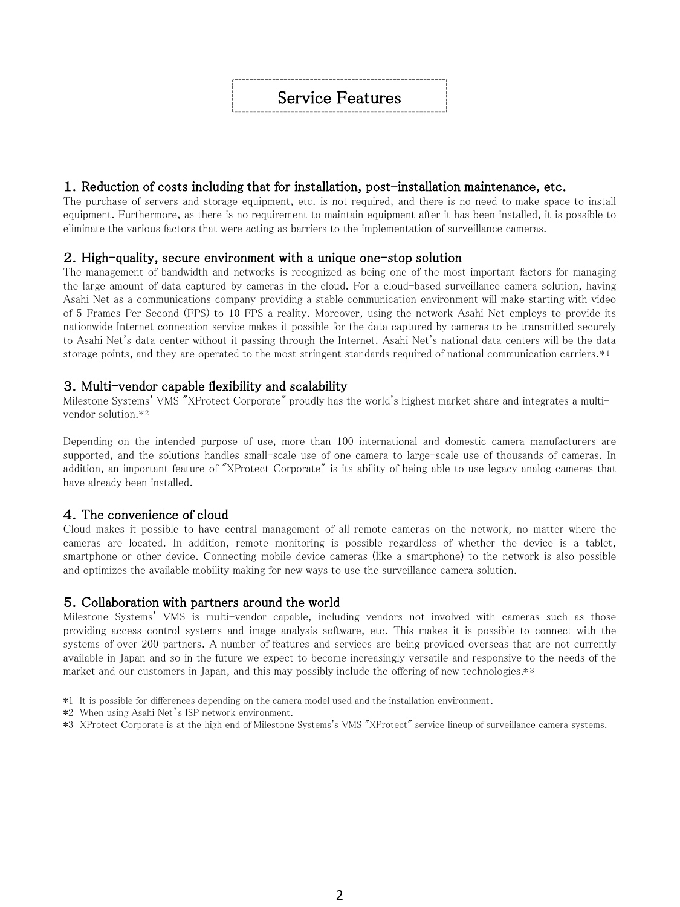# Service Features

## 1. Reduction of costs including that for installation, post-installation maintenance, etc.

The purchase of servers and storage equipment, etc. is not required, and there is no need to make space to install equipment. Furthermore, as there is no requirement to maintain equipment after it has been installed, it is possible to eliminate the various factors that were acting as barriers to the implementation of surveillance cameras.

## 2. High-quality, secure environment with a unique one-stop solution

The management of bandwidth and networks is recognized as being one of the most important factors for managing the large amount of data captured by cameras in the cloud. For a cloud-based surveillance camera solution, having Asahi Net as a communications company providing a stable communication environment will make starting with video of 5 Frames Per Second (FPS) to 10 FPS a reality. Moreover, using the network Asahi Net employs to provide its nationwide Internet connection service makes it possible for the data captured by cameras to be transmitted securely to Asahi Net's data center without it passing through the Internet. Asahi Net's national data centers will be the data storage points, and they are operated to the most stringent standards required of national communication carriers.*1

## 3. Multi-vendor capable flexibility and scalability

Milestone Systems' VMS "XProtect Corporate" proudly has the world's highest market share and integrates a multi-vendor solution.*2

Depending on the intended purpose of use, more than 100 international and domestic camera manufacturers are supported, and the solutions handles small-scale use of one camera to large-scale use of thousands of cameras. In addition, an important feature of "XProtect Corporate" is its ability of being able to use legacy analog cameras that have already been installed.

## 4. The convenience of cloud

Cloud makes it possible to have central management of all remote cameras on the network, no matter where the cameras are located. In addition, remote monitoring is possible regardless of whether the device is a tablet, smartphone or other device. Connecting mobile device cameras (like a smartphone) to the network is also possible and optimizes the available mobility making for new ways to use the surveillance camera solution.

## 5. Collaboration with partners around the world

Milestone Systems' VMS is multi-vendor capable, including vendors not involved with cameras such as those providing access control systems and image analysis software, etc. This makes it is possible to connect with the systems of over 200 partners. A number of features and services are being provided overseas that are not currently available in Japan and so in the future we expect to become increasingly versatile and responsive to the needs of the market and our customers in Japan, and this may possibly include the offering of new technologies.*3

*1 It is possible for differences depending on the camera model used and the installation environment.
*2 When using Asahi Net's ISP network environment.
*3 XProtect Corporate is at the high end of Milestone Systems's VMS "XProtect" service lineup of surveillance camera systems.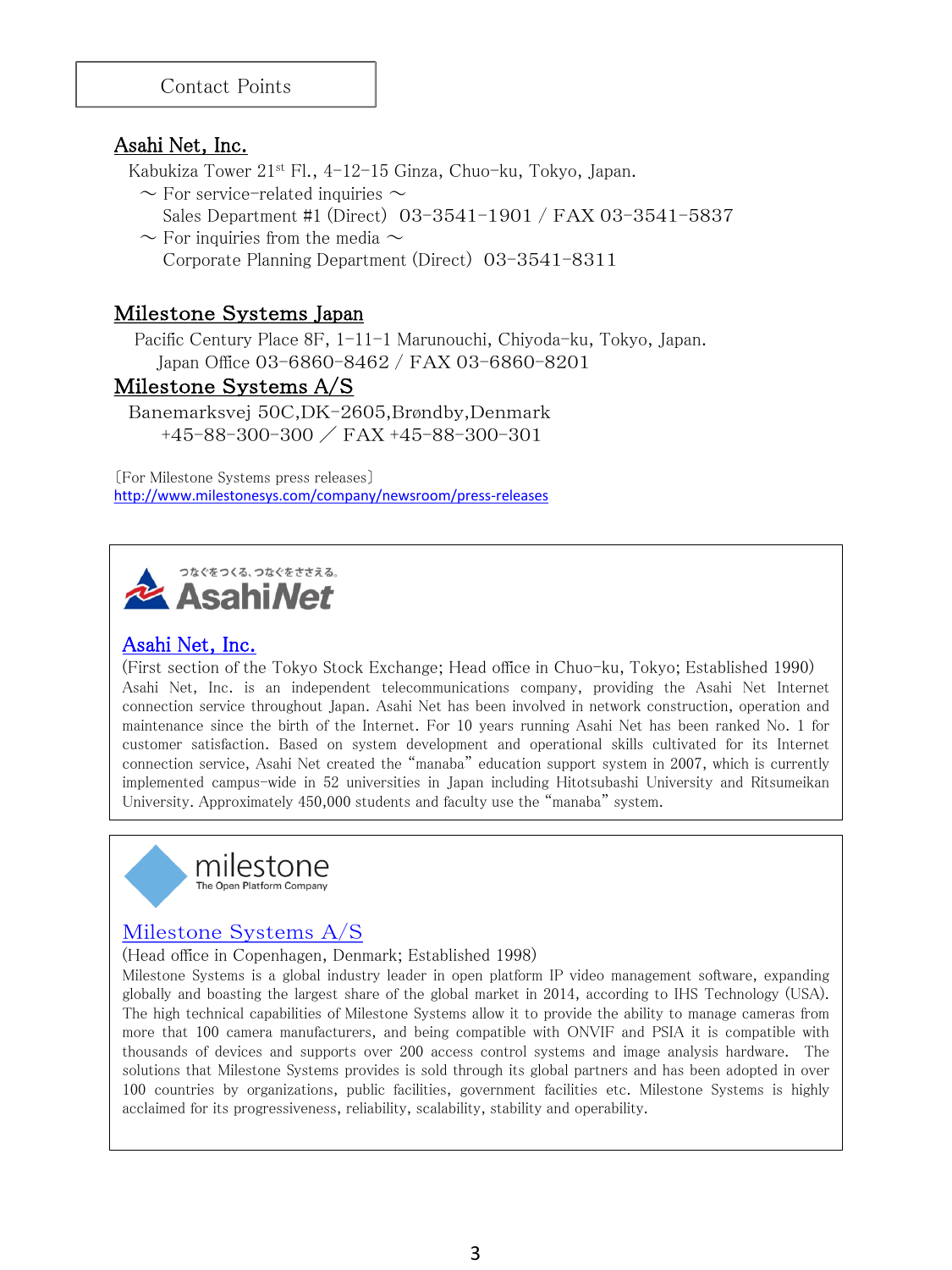Contact Points

## Asahi Net, Inc.

Kabukiza Tower 21st Fl., 4-12-15 Ginza, Chuo-ku, Tokyo, Japan.

～ For service-related inquiries ～

Sales Department #1 (Direct) 03-3541-1901 / FAX 03-3541-5837

～ For inquiries from the media ～

Corporate Planning Department (Direct) 03-3541-8311

## Milestone Systems Japan

Pacific Century Place 8F, 1-11-1 Marunouchi, Chiyoda-ku, Tokyo, Japan.

Japan Office 03-6860-8462 / FAX 03-6860-8201

## Milestone Systems A/S

Banemarksvej 50C,DK-2605,Brøndby,Denmark

+45-88-300-300 ／ FAX +45-88-300-301

〔For Milestone Systems press releases〕
http://www.milestonesys.com/company/newsroom/press-releases

つなぐをつくる、つなぐをささえる。
AsahiNet

### Asahi Net, Inc.

(First section of the Tokyo Stock Exchange; Head office in Chuo-ku, Tokyo; Established 1990)
Asahi Net, Inc. is an independent telecommunications company, providing the Asahi Net Internet connection service throughout Japan. Asahi Net has been involved in network construction, operation and maintenance since the birth of the Internet. For 10 years running Asahi Net has been ranked No. 1 for customer satisfaction. Based on system development and operational skills cultivated for its Internet connection service, Asahi Net created the "manaba" education support system in 2007, which is currently implemented campus-wide in 52 universities in Japan including Hitotsubashi University and Ritsumeikan University. Approximately 450,000 students and faculty use the "manaba" system.

milestone
The Open Platform Company

### Milestone Systems A/S

(Head office in Copenhagen, Denmark; Established 1998)
Milestone Systems is a global industry leader in open platform IP video management software, expanding globally and boasting the largest share of the global market in 2014, according to IHS Technology (USA). The high technical capabilities of Milestone Systems allow it to provide the ability to manage cameras from more that 100 camera manufacturers, and being compatible with ONVIF and PSIA it is compatible with thousands of devices and supports over 200 access control systems and image analysis hardware. The solutions that Milestone Systems provides is sold through its global partners and has been adopted in over 100 countries by organizations, public facilities, government facilities etc. Milestone Systems is highly acclaimed for its progressiveness, reliability, scalability, stability and operability.